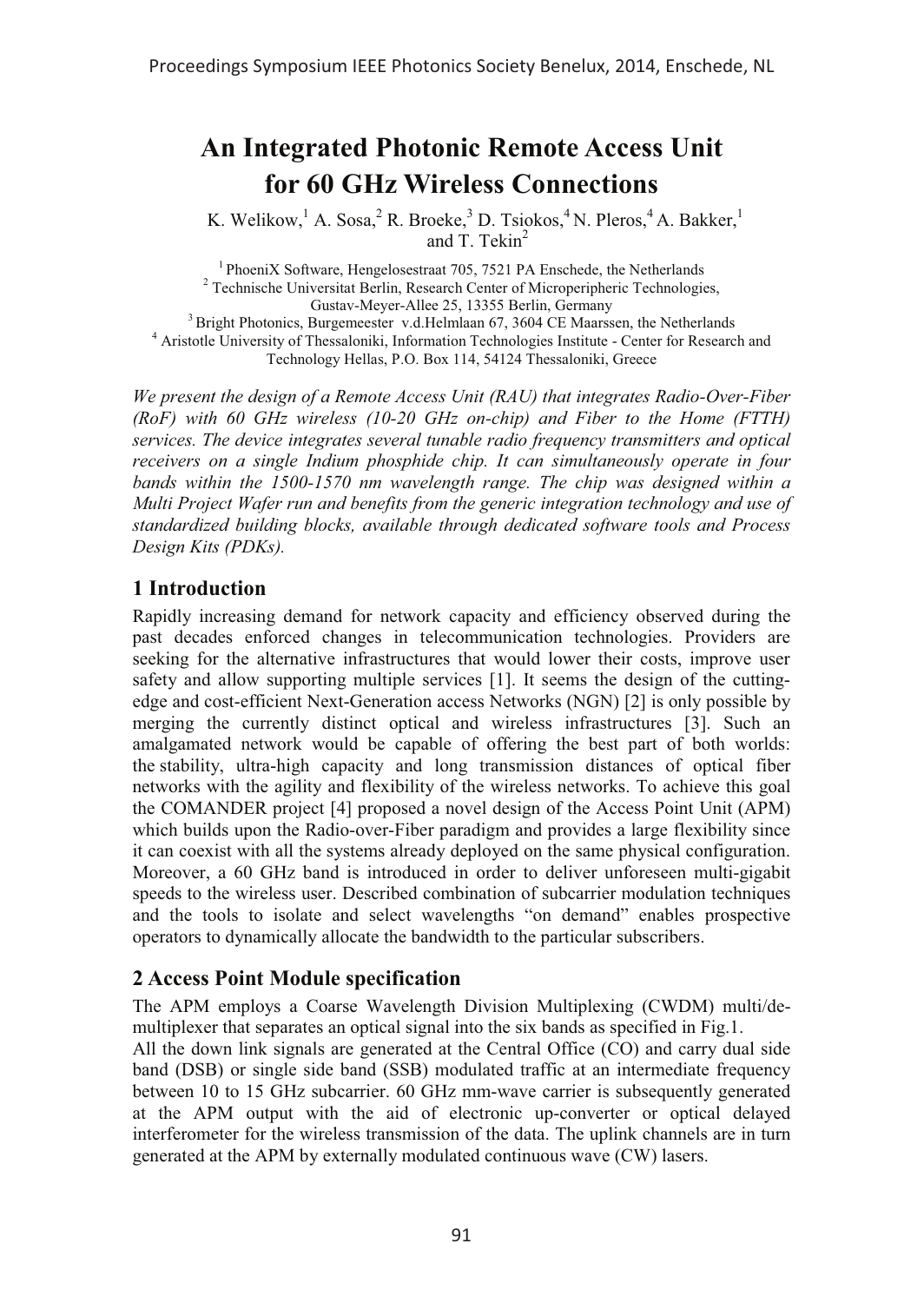# An Integrated Photonic Remote Access Unit for 60 GHz Wireless Connections

K. Welikow,[1] A. Sosa,[2] R. Broeke,[3] D. Tsiokos,[4] N. Pleros,[4] A. Bakker,[1] and T. Tekin[2]

[1] PhoeniX Software, Hengelosestraat 705, 7521 PA Enschede, the Netherlands
[2] Technische Universitat Berlin, Research Center of Microperipheric Technologies, Gustav-Meyer-Allee 25, 13355 Berlin, Germany
[3] Bright Photonics, Burgemeester v.d.Helmlaan 67, 3604 CE Maarssen, the Netherlands
[4] Aristotle University of Thessaloniki, Information Technologies Institute - Center for Research and Technology Hellas, P.O. Box 114, 54124 Thessaloniki, Greece

*We present the design of a Remote Access Unit (RAU) that integrates Radio-Over-Fiber (RoF) with 60 GHz wireless (10-20 GHz on-chip) and Fiber to the Home (FTTH) services. The device integrates several tunable radio frequency transmitters and optical receivers on a single Indium phosphide chip. It can simultaneously operate in four bands within the 1500-1570 nm wavelength range. The chip was designed within a Multi Project Wafer run and benefits from the generic integration technology and use of standardized building blocks, available through dedicated software tools and Process Design Kits (PDKs).*

## 1 Introduction

Rapidly increasing demand for network capacity and efficiency observed during the past decades enforced changes in telecommunication technologies. Providers are seeking for the alternative infrastructures that would lower their costs, improve user safety and allow supporting multiple services [1]. It seems the design of the cutting-edge and cost-efficient Next-Generation access Networks (NGN) [2] is only possible by merging the currently distinct optical and wireless infrastructures [3]. Such an amalgamated network would be capable of offering the best part of both worlds: the stability, ultra-high capacity and long transmission distances of optical fiber networks with the agility and flexibility of the wireless networks. To achieve this goal the COMANDER project [4] proposed a novel design of the Access Point Unit (APM) which builds upon the Radio-over-Fiber paradigm and provides a large flexibility since it can coexist with all the systems already deployed on the same physical configuration. Moreover, a 60 GHz band is introduced in order to deliver unforeseen multi-gigabit speeds to the wireless user. Described combination of subcarrier modulation techniques and the tools to isolate and select wavelengths "on demand" enables prospective operators to dynamically allocate the bandwidth to the particular subscribers.

## 2 Access Point Module specification

The APM employs a Coarse Wavelength Division Multiplexing (CWDM) multi/de-multiplexer that separates an optical signal into the six bands as specified in Fig.1.

All the down link signals are generated at the Central Office (CO) and carry dual side band (DSB) or single side band (SSB) modulated traffic at an intermediate frequency between 10 to 15 GHz subcarrier. 60 GHz mm-wave carrier is subsequently generated at the APM output with the aid of electronic up-converter or optical delayed interferometer for the wireless transmission of the data. The uplink channels are in turn generated at the APM by externally modulated continuous wave (CW) lasers.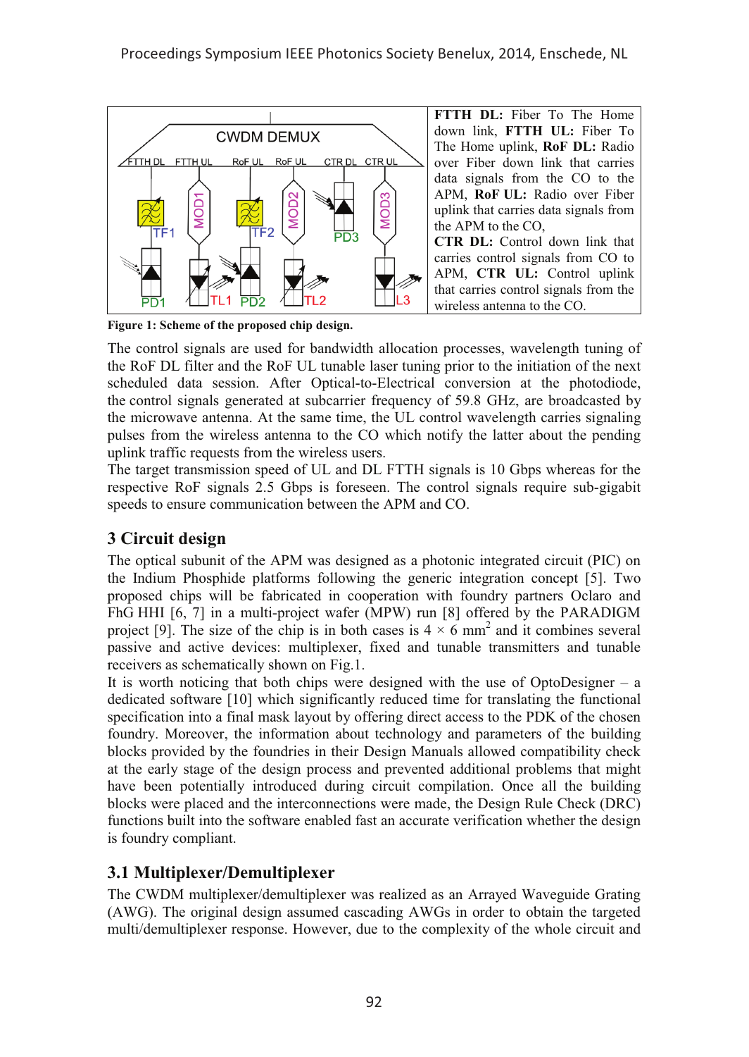FTTH DL: Fiber To The Home down link, FTTH UL: Fiber To The Home uplink, RoF DL: Radio over Fiber down link that carries data signals from the CO to the APM, RoF UL: Radio over Fiber uplink that carries data signals from the APM to the CO, CTR DL: Control down link that carries control signals from CO to APM, CTR UL: Control uplink that carries control signals from the wireless antenna to the CO.

**Figure 1: Scheme of the proposed chip design.**

The control signals are used for bandwidth allocation processes, wavelength tuning of the RoF DL filter and the RoF UL tunable laser tuning prior to the initiation of the next scheduled data session. After Optical-to-Electrical conversion at the photodiode, the control signals generated at subcarrier frequency of 59.8 GHz, are broadcasted by the microwave antenna. At the same time, the UL control wavelength carries signaling pulses from the wireless antenna to the CO which notify the latter about the pending uplink traffic requests from the wireless users.

The target transmission speed of UL and DL FTTH signals is 10 Gbps whereas for the respective RoF signals 2.5 Gbps is foreseen. The control signals require sub-gigabit speeds to ensure communication between the APM and CO.

## 3 Circuit design

The optical subunit of the APM was designed as a photonic integrated circuit (PIC) on the Indium Phosphide platforms following the generic integration concept [5]. Two proposed chips will be fabricated in cooperation with foundry partners Oclaro and FhG HHI [6, 7] in a multi-project wafer (MPW) run [8] offered by the PARADIGM project [9]. The size of the chip is in both cases is $4 \times 6$ mm$^2$ and it combines several passive and active devices: multiplexer, fixed and tunable transmitters and tunable receivers as schematically shown on Fig.1.

It is worth noticing that both chips were designed with the use of OptoDesigner – a dedicated software [10] which significantly reduced time for translating the functional specification into a final mask layout by offering direct access to the PDK of the chosen foundry. Moreover, the information about technology and parameters of the building blocks provided by the foundries in their Design Manuals allowed compatibility check at the early stage of the design process and prevented additional problems that might have been potentially introduced during circuit compilation. Once all the building blocks were placed and the interconnections were made, the Design Rule Check (DRC) functions built into the software enabled fast an accurate verification whether the design is foundry compliant.

### 3.1 Multiplexer/Demultiplexer

The CWDM multiplexer/demultiplexer was realized as an Arrayed Waveguide Grating (AWG). The original design assumed cascading AWGs in order to obtain the targeted multi/demultiplexer response. However, due to the complexity of the whole circuit and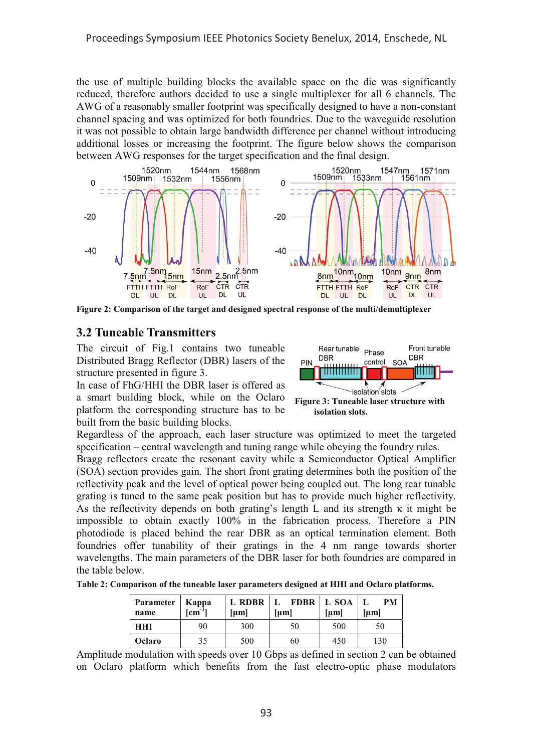the use of multiple building blocks the available space on the die was significantly reduced, therefore authors decided to use a single multiplexer for all 6 channels. The AWG of a reasonably smaller footprint was specifically designed to have a non-constant channel spacing and was optimized for both foundries. Due to the waveguide resolution it was not possible to obtain large bandwidth difference per channel without introducing additional losses or increasing the footprint. The figure below shows the comparison between AWG responses for the target specification and the final design.

**Figure 2: Comparison of the target and designed spectral response of the multi/demultiplexer**

## 3.2 Tuneable Transmitters

The circuit of Fig.1 contains two tuneable Distributed Bragg Reflector (DBR) lasers of the structure presented in figure 3.

In case of FhG/HHI the DBR laser is offered as a smart building block, while on the Oclaro platform the corresponding structure has to be built from the basic building blocks.

**Figure 3: Tuneable laser structure with isolation slots.**

Regardless of the approach, each laser structure was optimized to meet the targeted specification – central wavelength and tuning range while obeying the foundry rules.

Bragg reflectors create the resonant cavity while a Semiconductor Optical Amplifier (SOA) section provides gain. The short front grating determines both the position of the reflectivity peak and the level of optical power being coupled out. The long rear tunable grating is tuned to the same peak position but has to provide much higher reflectivity. As the reflectivity depends on both grating's length L and its strength $\kappa$ it might be impossible to obtain exactly 100% in the fabrication process. Therefore a PIN photodiode is placed behind the rear DBR as an optical termination element. Both foundries offer tunability of their gratings in the 4 nm range towards shorter wavelengths. The main parameters of the DBR laser for both foundries are compared in the table below.

**Table 2: Comparison of the tuneable laser parameters designed at HHI and Oclaro platforms.**

| Parameter name | Kappa [cm$^{-1}$] | L RDBR [µm] | L FDBR [µm] | L SOA [µm] | L PM [µm] |
|---|---|---|---|---|---|
| **HHI** | 90 | 300 | 50 | 500 | 50 |
| **Oclaro** | 35 | 500 | 60 | 450 | 130 |

Amplitude modulation with speeds over 10 Gbps as defined in section 2 can be obtained on Oclaro platform which benefits from the fast electro-optic phase modulators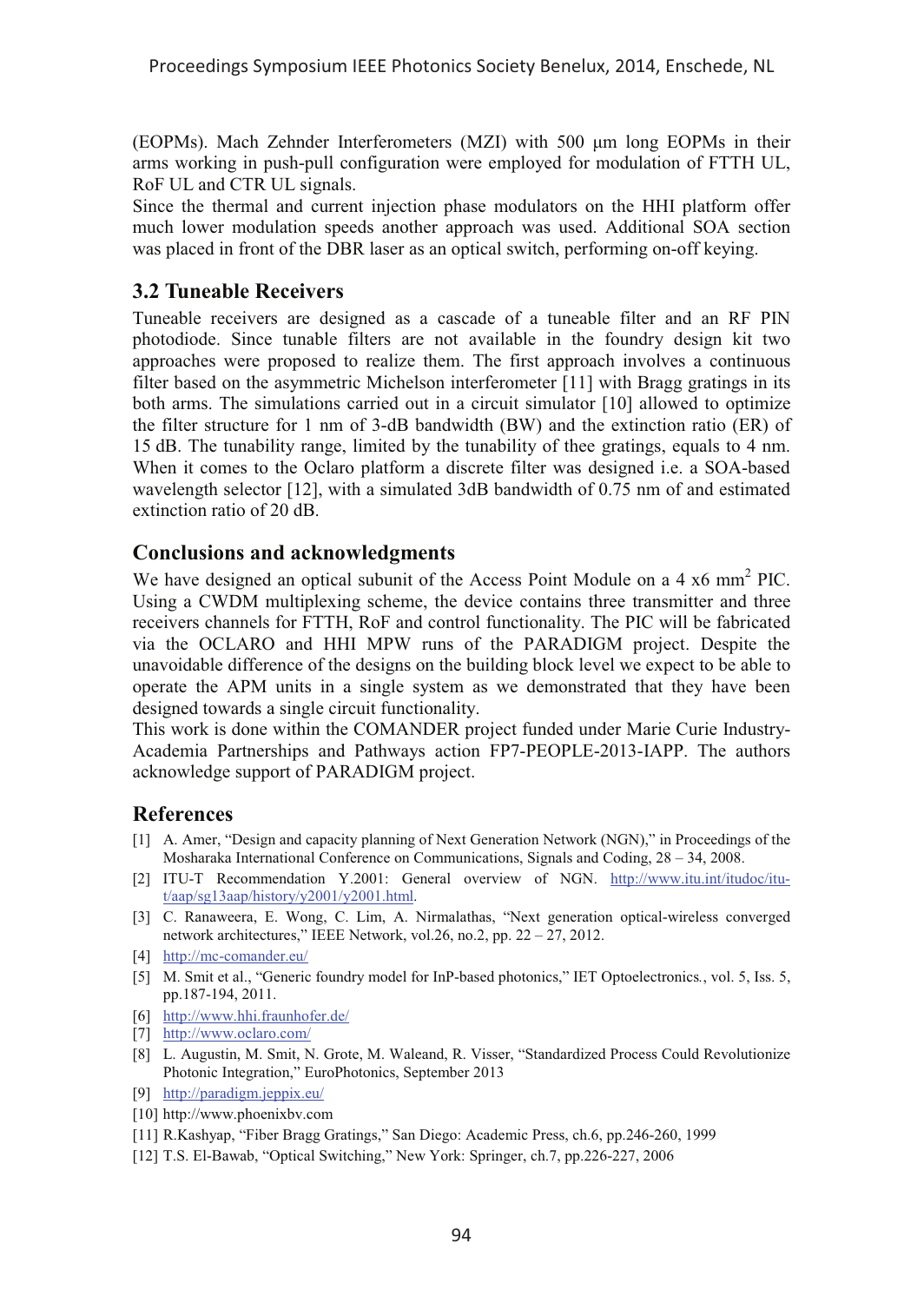(EOPMs). Mach Zehnder Interferometers (MZI) with 500 μm long EOPMs in their arms working in push-pull configuration were employed for modulation of FTTH UL, RoF UL and CTR UL signals.
Since the thermal and current injection phase modulators on the HHI platform offer much lower modulation speeds another approach was used. Additional SOA section was placed in front of the DBR laser as an optical switch, performing on-off keying.

## 3.2 Tuneable Receivers

Tuneable receivers are designed as a cascade of a tuneable filter and an RF PIN photodiode. Since tunable filters are not available in the foundry design kit two approaches were proposed to realize them. The first approach involves a continuous filter based on the asymmetric Michelson interferometer [11] with Bragg gratings in its both arms. The simulations carried out in a circuit simulator [10] allowed to optimize the filter structure for 1 nm of 3-dB bandwidth (BW) and the extinction ratio (ER) of 15 dB. The tunability range, limited by the tunability of thee gratings, equals to 4 nm. When it comes to the Oclaro platform a discrete filter was designed i.e. a SOA-based wavelength selector [12], with a simulated 3dB bandwidth of 0.75 nm of and estimated extinction ratio of 20 dB.

## Conclusions and acknowledgments

We have designed an optical subunit of the Access Point Module on a 4 x6 $mm^2$ PIC. Using a CWDM multiplexing scheme, the device contains three transmitter and three receivers channels for FTTH, RoF and control functionality. The PIC will be fabricated via the OCLARO and HHI MPW runs of the PARADIGM project. Despite the unavoidable difference of the designs on the building block level we expect to be able to operate the APM units in a single system as we demonstrated that they have been designed towards a single circuit functionality.
This work is done within the COMANDER project funded under Marie Curie Industry-Academia Partnerships and Pathways action FP7-PEOPLE-2013-IAPP. The authors acknowledge support of PARADIGM project.

## References

[1] A. Amer, "Design and capacity planning of Next Generation Network (NGN)," in Proceedings of the Mosharaka International Conference on Communications, Signals and Coding, 28 – 34, 2008.
[2] ITU-T Recommendation Y.2001: General overview of NGN. http://www.itu.int/itudoc/itu-t/aap/sg13aap/history/y2001/y2001.html.
[3] C. Ranaweera, E. Wong, C. Lim, A. Nirmalathas, "Next generation optical-wireless converged network architectures," IEEE Network, vol.26, no.2, pp. 22 – 27, 2012.
[4] http://mc-comander.eu/
[5] M. Smit et al., "Generic foundry model for InP-based photonics," IET Optoelectronics., vol. 5, Iss. 5, pp.187-194, 2011.
[6] http://www.hhi.fraunhofer.de/
[7] http://www.oclaro.com/
[8] L. Augustin, M. Smit, N. Grote, M. Waleand, R. Visser, "Standardized Process Could Revolutionize Photonic Integration," EuroPhotonics, September 2013
[9] http://paradigm.jeppix.eu/
[10] http://www.phoenixbv.com
[11] R.Kashyap, "Fiber Bragg Gratings," San Diego: Academic Press, ch.6, pp.246-260, 1999
[12] T.S. El-Bawab, "Optical Switching," New York: Springer, ch.7, pp.226-227, 2006